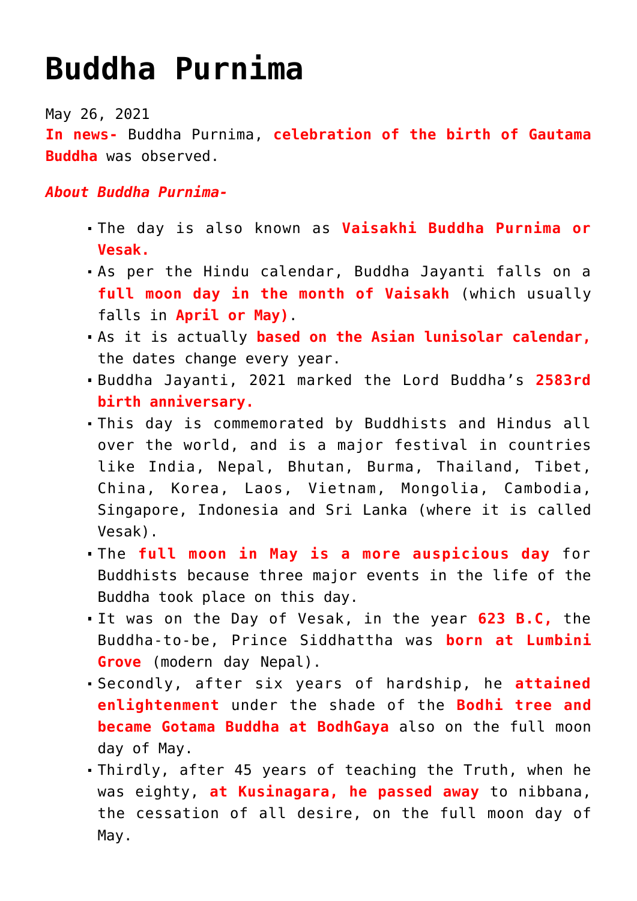# Buddha Purnima

May 26, 2021

**In news-** Buddha Purnima, **celebration of the birth of Gautama Buddha** was observed.

***About Buddha Purnima-***

- The day is also known as **Vaisakhi Buddha Purnima or Vesak.**
- As per the Hindu calendar, Buddha Jayanti falls on a **full moon day in the month of Vaisakh** (which usually falls in **April or May)**.
- As it is actually **based on the Asian lunisolar calendar,** the dates change every year.
- Buddha Jayanti, 2021 marked the Lord Buddha's **2583rd birth anniversary.**
- This day is commemorated by Buddhists and Hindus all over the world, and is a major festival in countries like India, Nepal, Bhutan, Burma, Thailand, Tibet, China, Korea, Laos, Vietnam, Mongolia, Cambodia, Singapore, Indonesia and Sri Lanka (where it is called Vesak).
- The **full moon in May is a more auspicious day** for Buddhists because three major events in the life of the Buddha took place on this day.
- It was on the Day of Vesak, in the year **623 B.C,** the Buddha-to-be, Prince Siddhattha was **born at Lumbini Grove** (modern day Nepal).
- Secondly, after six years of hardship, he **attained enlightenment** under the shade of the **Bodhi tree and became Gotama Buddha at BodhGaya** also on the full moon day of May.
- Thirdly, after 45 years of teaching the Truth, when he was eighty, **at Kusinagara, he passed away** to nibbana, the cessation of all desire, on the full moon day of May.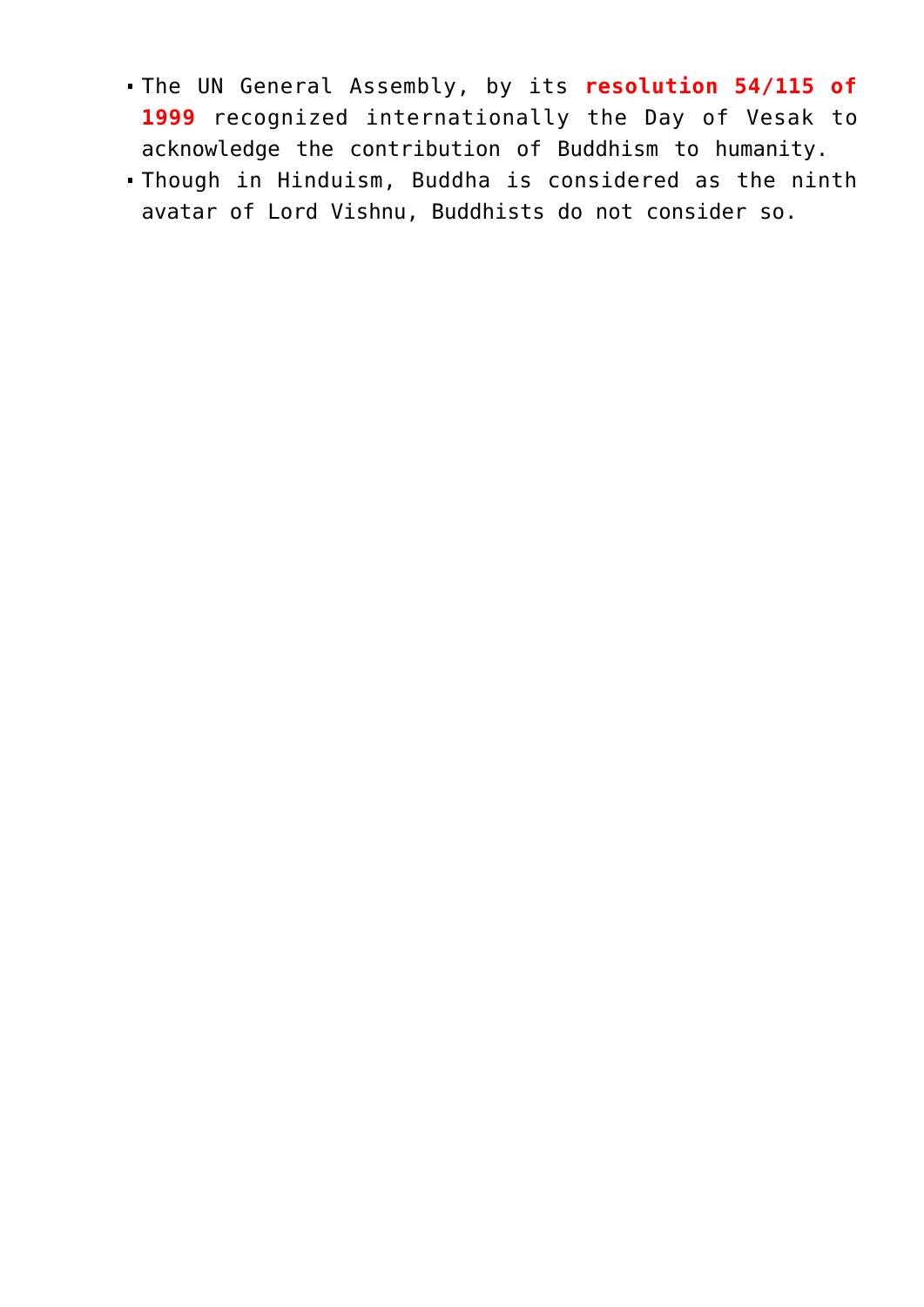- The UN General Assembly, by its **resolution 54/115 of 1999** recognized internationally the Day of Vesak to acknowledge the contribution of Buddhism to humanity.
- Though in Hinduism, Buddha is considered as the ninth avatar of Lord Vishnu, Buddhists do not consider so.